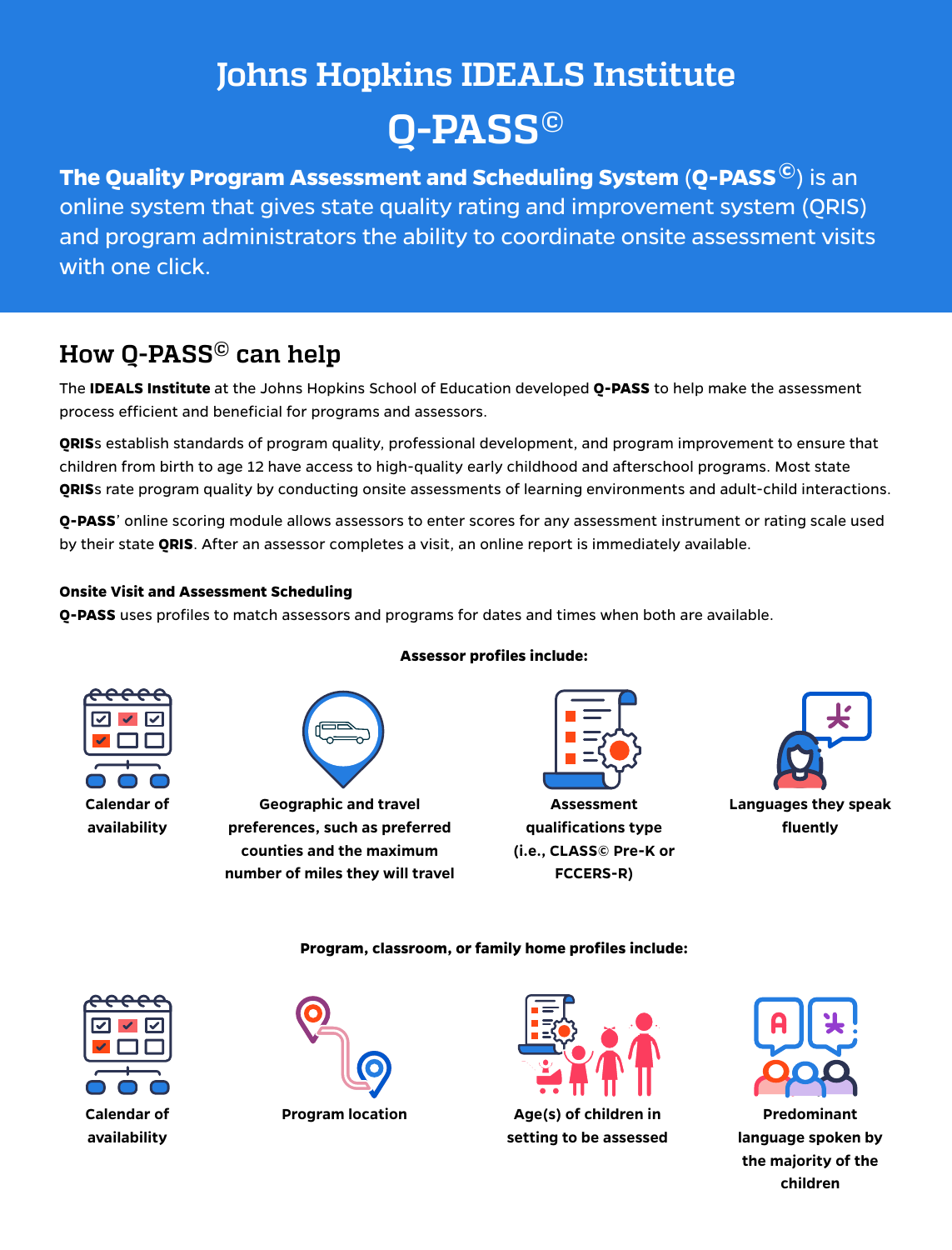# Johns Hopkins IDEALS Institute

# Q-PASS©

**The Quality Program Assessment and Scheduling System** (**Q-PASS©**) is an online system that gives state quality rating and improvement system (QRIS) and program administrators the ability to coordinate onsite assessment visits with one click.

## How Q-PASS© can help

The **IDEALS Institute** at the Johns Hopkins School of Education developed **Q-PASS** to help make the assessment process efficient and beneficial for programs and assessors.

**QRIS**s establish standards of program quality, professional development, and program improvement to ensure that children from birth to age 12 have access to high-quality early childhood and afterschool programs. Most state **QRIS**s rate program quality by conducting onsite assessments of learning environments and adult-child interactions.

**Q-PASS**' online scoring module allows assessors to enter scores for any assessment instrument or rating scale used by their state **QRIS**. After an assessor completes a visit, an online report is immediately available.

**Onsite Visit and Assessment Scheduling**

**Q-PASS** uses profiles to match assessors and programs for dates and times when both are available.

**Assessor profiles include:**

- **Calendar of availability**
- **Geographic and travel preferences, such as preferred counties and the maximum number of miles they will travel**
- **Assessment qualifications type (i.e., CLASS© Pre-K or FCCERS-R)**
- **Languages they speak fluently**

**Program, classroom, or family home profiles include:**

- **Calendar of availability**
- **Program location**
- **Age(s) of children in setting to be assessed**
- **Predominant language spoken by the majority of the children**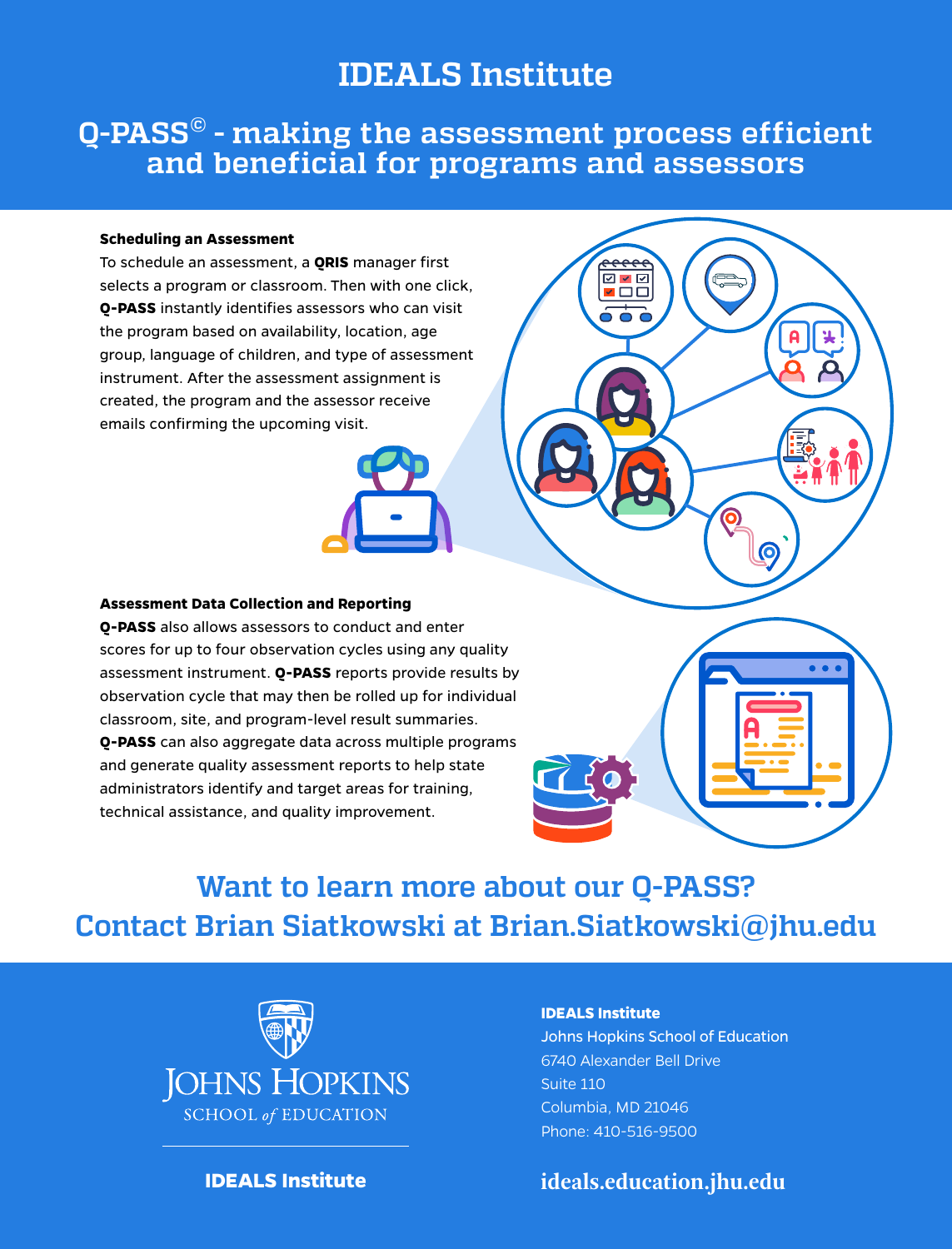# IDEALS Institute

## Q-PASS© - making the assessment process efficient and beneficial for programs and assessors

### Scheduling an Assessment

To schedule an assessment, a **QRIS** manager first selects a program or classroom. Then with one click, **Q-PASS** instantly identifies assessors who can visit the program based on availability, location, age group, language of children, and type of assessment instrument. After the assessment assignment is created, the program and the assessor receive emails confirming the upcoming visit.

### Assessment Data Collection and Reporting

**Q-PASS** also allows assessors to conduct and enter scores for up to four observation cycles using any quality assessment instrument. **Q-PASS** reports provide results by observation cycle that may then be rolled up for individual classroom, site, and program-level result summaries. **Q-PASS** can also aggregate data across multiple programs and generate quality assessment reports to help state administrators identify and target areas for training, technical assistance, and quality improvement.

## Want to learn more about our Q-PASS? Contact Brian Siatkowski at Brian.Siatkowski@jhu.edu

Johns Hopkins
School of Education

**IDEALS Institute**

**IDEALS Institute**
Johns Hopkins School of Education
6740 Alexander Bell Drive
Suite 110
Columbia, MD 21046
Phone: 410-516-9500

**ideals.education.jhu.edu**